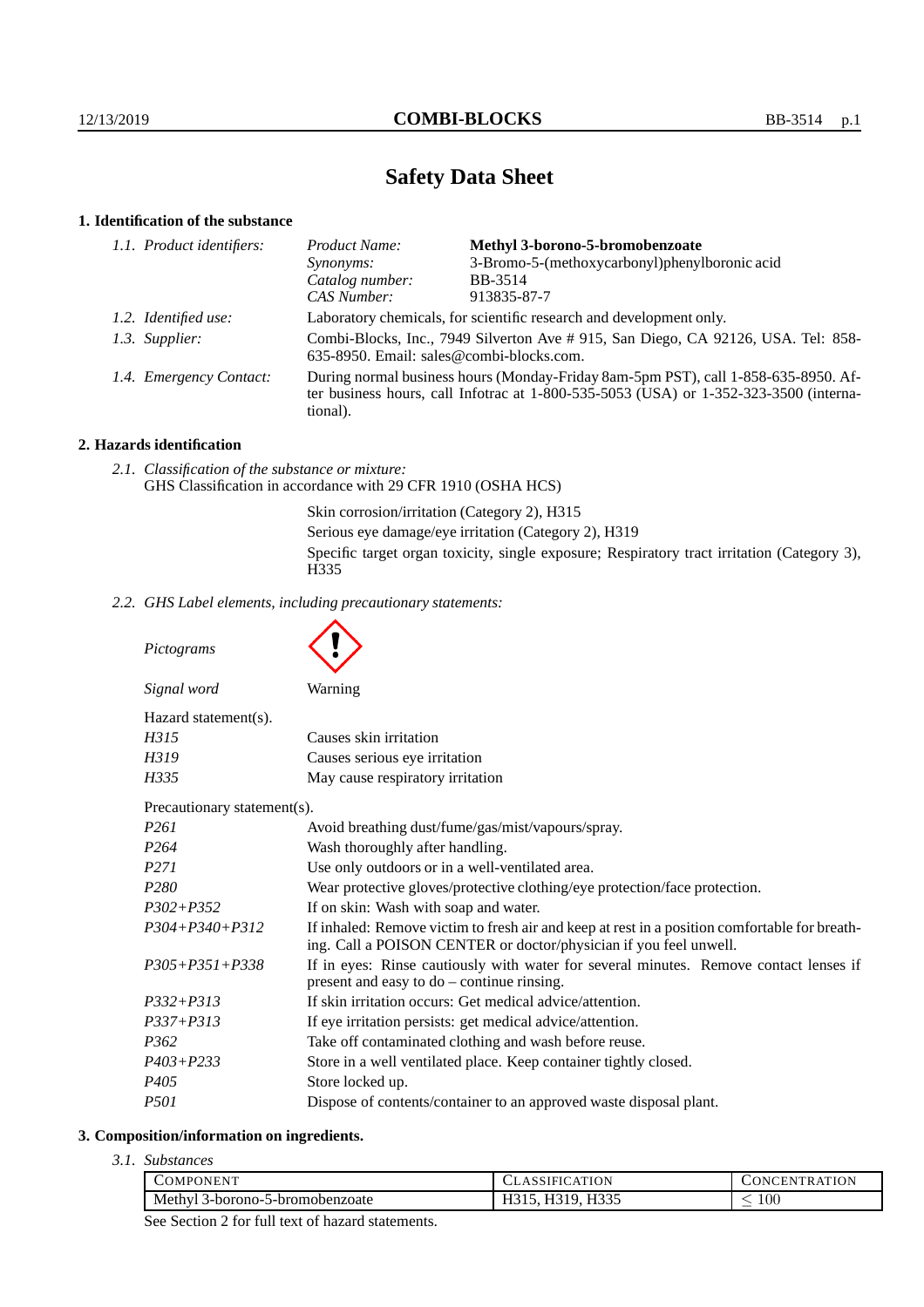# Safety Data Sheet

## 1. Identification of the substance

*1.1. Product identifiers:*

| | |
|---|---|
| *Product Name:* | **Methyl 3-borono-5-bromobenzoate** |
| *Synonyms:* | 3-Bromo-5-(methoxycarbonyl)phenylboronic acid |
| *Catalog number:* | BB-3514 |
| *CAS Number:* | 913835-87-7 |

*1.2. Identified use:* Laboratory chemicals, for scientific research and development only.

*1.3. Supplier:* Combi-Blocks, Inc., 7949 Silverton Ave # 915, San Diego, CA 92126, USA. Tel: 858-635-8950. Email: sales@combi-blocks.com.

*1.4. Emergency Contact:* During normal business hours (Monday-Friday 8am-5pm PST), call 1-858-635-8950. After business hours, call Infotrac at 1-800-535-5053 (USA) or 1-352-323-3500 (international).

## 2. Hazards identification

*2.1. Classification of the substance or mixture:*
GHS Classification in accordance with 29 CFR 1910 (OSHA HCS)

Skin corrosion/irritation (Category 2), H315
Serious eye damage/eye irritation (Category 2), H319
Specific target organ toxicity, single exposure; Respiratory tract irritation (Category 3), H335

*2.2. GHS Label elements, including precautionary statements:*

*Pictograms*

*Signal word* Warning

Hazard statement(s).

| | |
|---|---|
| *H315* | Causes skin irritation |
| *H319* | Causes serious eye irritation |
| *H335* | May cause respiratory irritation |

Precautionary statement(s).

| | |
|---|---|
| *P261* | Avoid breathing dust/fume/gas/mist/vapours/spray. |
| *P264* | Wash thoroughly after handling. |
| *P271* | Use only outdoors or in a well-ventilated area. |
| *P280* | Wear protective gloves/protective clothing/eye protection/face protection. |
| *P302+P352* | If on skin: Wash with soap and water. |
| *P304+P340+P312* | If inhaled: Remove victim to fresh air and keep at rest in a position comfortable for breathing. Call a POISON CENTER or doctor/physician if you feel unwell. |
| *P305+P351+P338* | If in eyes: Rinse cautiously with water for several minutes. Remove contact lenses if present and easy to do – continue rinsing. |
| *P332+P313* | If skin irritation occurs: Get medical advice/attention. |
| *P337+P313* | If eye irritation persists: get medical advice/attention. |
| *P362* | Take off contaminated clothing and wash before reuse. |
| *P403+P233* | Store in a well ventilated place. Keep container tightly closed. |
| *P405* | Store locked up. |
| *P501* | Dispose of contents/container to an approved waste disposal plant. |

## 3. Composition/information on ingredients.

*3.1. Substances*

| Component | Classification | Concentration |
|---|---|---|
| Methyl 3-borono-5-bromobenzoate | H315, H319, H335 | $\leq 100$ |

See Section 2 for full text of hazard statements.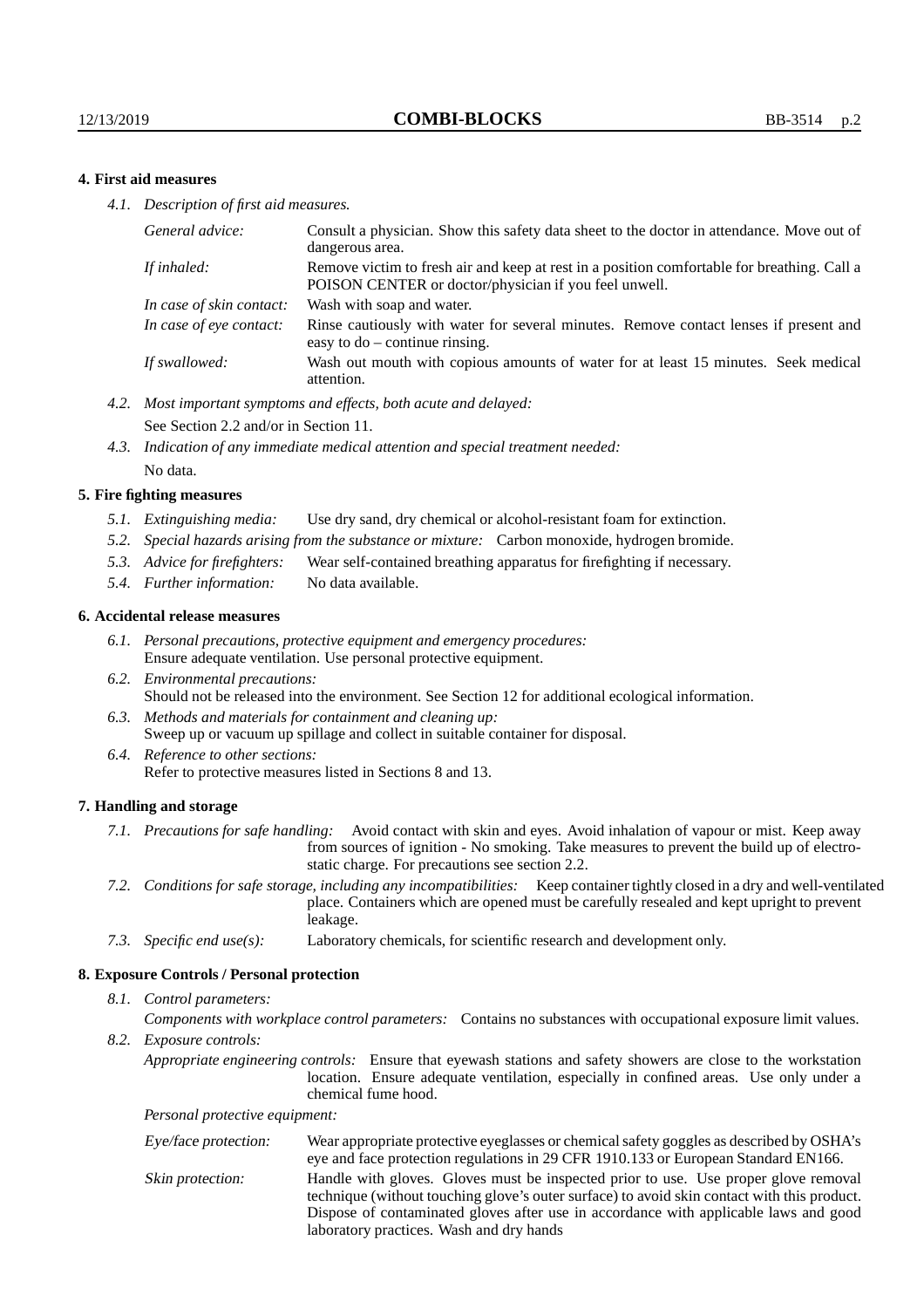## 4. First aid measures

*4.1. Description of first aid measures.*

| | |
|---|---|
| *General advice:* | Consult a physician. Show this safety data sheet to the doctor in attendance. Move out of dangerous area. |
| *If inhaled:* | Remove victim to fresh air and keep at rest in a position comfortable for breathing. Call a POISON CENTER or doctor/physician if you feel unwell. |
| *In case of skin contact:* | Wash with soap and water. |
| *In case of eye contact:* | Rinse cautiously with water for several minutes. Remove contact lenses if present and easy to do – continue rinsing. |
| *If swallowed:* | Wash out mouth with copious amounts of water for at least 15 minutes. Seek medical attention. |

*4.2. Most important symptoms and effects, both acute and delayed:*
See Section 2.2 and/or in Section 11.

*4.3. Indication of any immediate medical attention and special treatment needed:*
No data.

## 5. Fire fighting measures

*5.1. Extinguishing media:* Use dry sand, dry chemical or alcohol-resistant foam for extinction.

*5.2. Special hazards arising from the substance or mixture:* Carbon monoxide, hydrogen bromide.

*5.3. Advice for firefighters:* Wear self-contained breathing apparatus for firefighting if necessary.

*5.4. Further information:* No data available.

## 6. Accidental release measures

*6.1. Personal precautions, protective equipment and emergency procedures:*
Ensure adequate ventilation. Use personal protective equipment.

*6.2. Environmental precautions:*
Should not be released into the environment. See Section 12 for additional ecological information.

*6.3. Methods and materials for containment and cleaning up:*
Sweep up or vacuum up spillage and collect in suitable container for disposal.

*6.4. Reference to other sections:*
Refer to protective measures listed in Sections 8 and 13.

## 7. Handling and storage

*7.1. Precautions for safe handling:* Avoid contact with skin and eyes. Avoid inhalation of vapour or mist. Keep away from sources of ignition - No smoking. Take measures to prevent the build up of electrostatic charge. For precautions see section 2.2.

*7.2. Conditions for safe storage, including any incompatibilities:* Keep container tightly closed in a dry and well-ventilated place. Containers which are opened must be carefully resealed and kept upright to prevent leakage.

*7.3. Specific end use(s):* Laboratory chemicals, for scientific research and development only.

## 8. Exposure Controls / Personal protection

*8.1. Control parameters:*

*Components with workplace control parameters:* Contains no substances with occupational exposure limit values.

*8.2. Exposure controls:*

*Appropriate engineering controls:* Ensure that eyewash stations and safety showers are close to the workstation location. Ensure adequate ventilation, especially in confined areas. Use only under a chemical fume hood.

*Personal protective equipment:*

| | |
|---|---|
| *Eye/face protection:* | Wear appropriate protective eyeglasses or chemical safety goggles as described by OSHA's eye and face protection regulations in 29 CFR 1910.133 or European Standard EN166. |
| *Skin protection:* | Handle with gloves. Gloves must be inspected prior to use. Use proper glove removal technique (without touching glove's outer surface) to avoid skin contact with this product. Dispose of contaminated gloves after use in accordance with applicable laws and good laboratory practices. Wash and dry hands |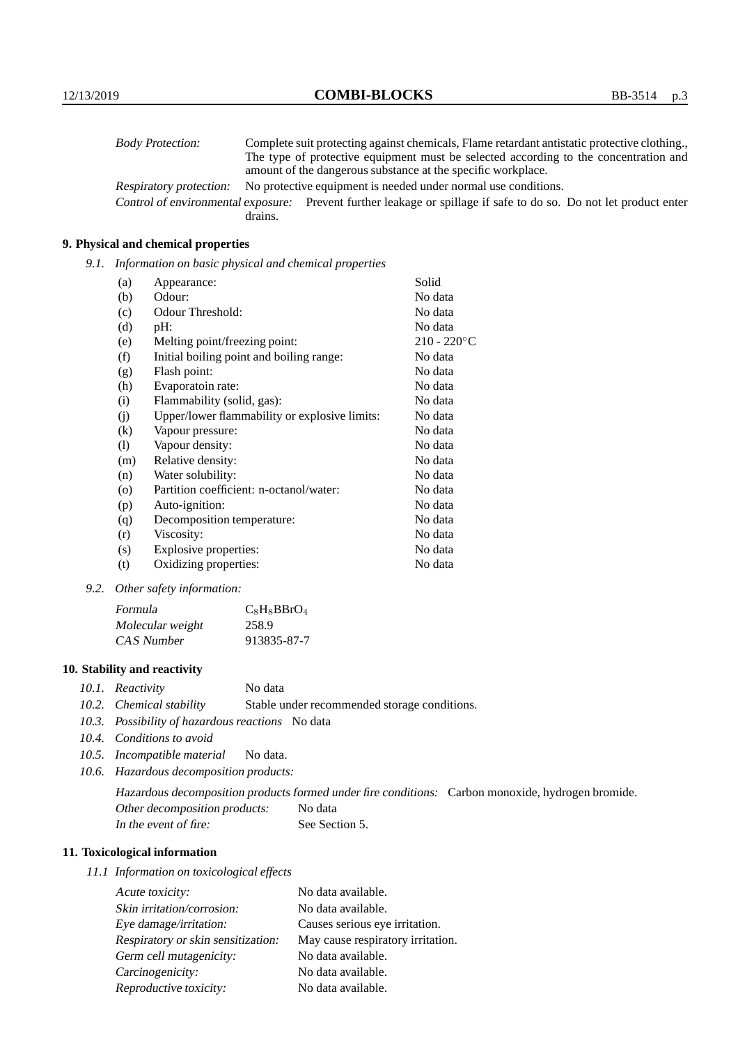| | |
|---|---|
| *Body Protection:* | Complete suit protecting against chemicals, Flame retardant antistatic protective clothing., The type of protective equipment must be selected according to the concentration and amount of the dangerous substance at the specific workplace. |
| *Respiratory protection:* | No protective equipment is needed under normal use conditions. |
| *Control of environmental exposure:* | Prevent further leakage or spillage if safe to do so. Do not let product enter drains. |

## 9. Physical and chemical properties

*9.1. Information on basic physical and chemical properties*

| | | |
|---|---|---|
| (a) | Appearance: | Solid |
| (b) | Odour: | No data |
| (c) | Odour Threshold: | No data |
| (d) | pH: | No data |
| (e) | Melting point/freezing point: | 210 - 220°C |
| (f) | Initial boiling point and boiling range: | No data |
| (g) | Flash point: | No data |
| (h) | Evaporatoin rate: | No data |
| (i) | Flammability (solid, gas): | No data |
| (j) | Upper/lower flammability or explosive limits: | No data |
| (k) | Vapour pressure: | No data |
| (l) | Vapour density: | No data |
| (m) | Relative density: | No data |
| (n) | Water solubility: | No data |
| (o) | Partition coefficient: n-octanol/water: | No data |
| (p) | Auto-ignition: | No data |
| (q) | Decomposition temperature: | No data |
| (r) | Viscosity: | No data |
| (s) | Explosive properties: | No data |
| (t) | Oxidizing properties: | No data |

*9.2. Other safety information:*

| | |
|---|---|
| *Formula* | $C_8H_8BBrO_4$ |
| *Molecular weight* | 258.9 |
| *CAS Number* | 913835-87-7 |

## 10. Stability and reactivity

*10.1. Reactivity* No data

*10.2. Chemical stability* Stable under recommended storage conditions.

*10.3. Possibility of hazardous reactions* No data

*10.4. Conditions to avoid*

*10.5. Incompatible material* No data.

*10.6. Hazardous decomposition products:*

*Hazardous decomposition products formed under fire conditions:* Carbon monoxide, hydrogen bromide.

*Other decomposition products:* No data

*In the event of fire:* See Section 5.

## 11. Toxicological information

*11.1 Information on toxicological effects*

| | |
|---|---|
| *Acute toxicity:* | No data available. |
| *Skin irritation/corrosion:* | No data available. |
| *Eye damage/irritation:* | Causes serious eye irritation. |
| *Respiratory or skin sensitization:* | May cause respiratory irritation. |
| *Germ cell mutagenicity:* | No data available. |
| *Carcinogenicity:* | No data available. |
| *Reproductive toxicity:* | No data available. |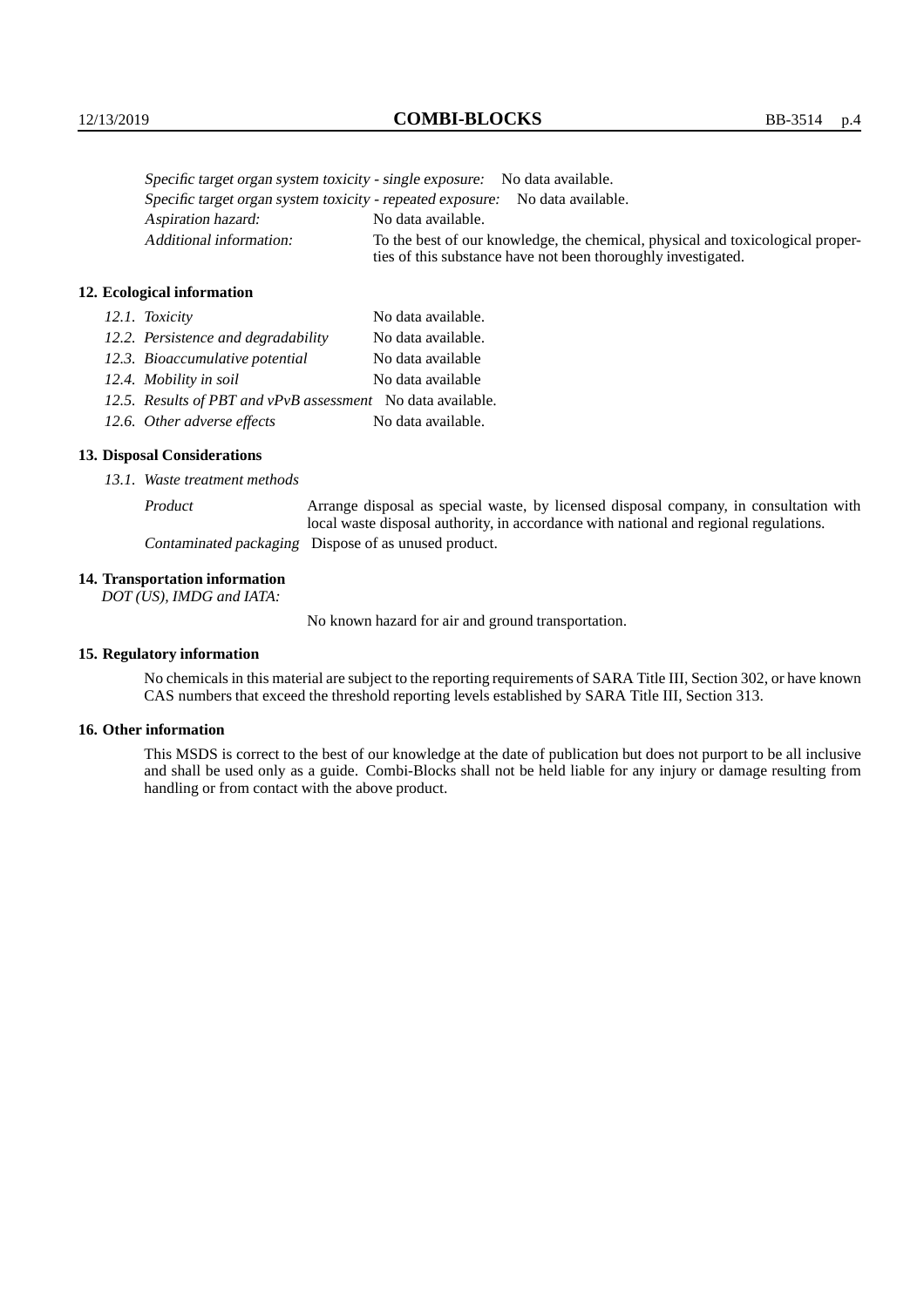*Specific target organ system toxicity - single exposure:* No data available.
*Specific target organ system toxicity - repeated exposure:* No data available.
*Aspiration hazard:* No data available.
*Additional information:* To the best of our knowledge, the chemical, physical and toxicological properties of this substance have not been thoroughly investigated.

**12. Ecological information**

| | |
|---|---|
| *12.1. Toxicity* | No data available. |
| *12.2. Persistence and degradability* | No data available. |
| *12.3. Bioaccumulative potential* | No data available |
| *12.4. Mobility in soil* | No data available |
| *12.5. Results of PBT and vPvB assessment* | No data available. |
| *12.6. Other adverse effects* | No data available. |

**13. Disposal Considerations**

*13.1. Waste treatment methods*

*Product* Arrange disposal as special waste, by licensed disposal company, in consultation with local waste disposal authority, in accordance with national and regional regulations.

*Contaminated packaging* Dispose of as unused product.

**14. Transportation information**

*DOT (US), IMDG and IATA:*

No known hazard for air and ground transportation.

**15. Regulatory information**

No chemicals in this material are subject to the reporting requirements of SARA Title III, Section 302, or have known CAS numbers that exceed the threshold reporting levels established by SARA Title III, Section 313.

**16. Other information**

This MSDS is correct to the best of our knowledge at the date of publication but does not purport to be all inclusive and shall be used only as a guide. Combi-Blocks shall not be held liable for any injury or damage resulting from handling or from contact with the above product.